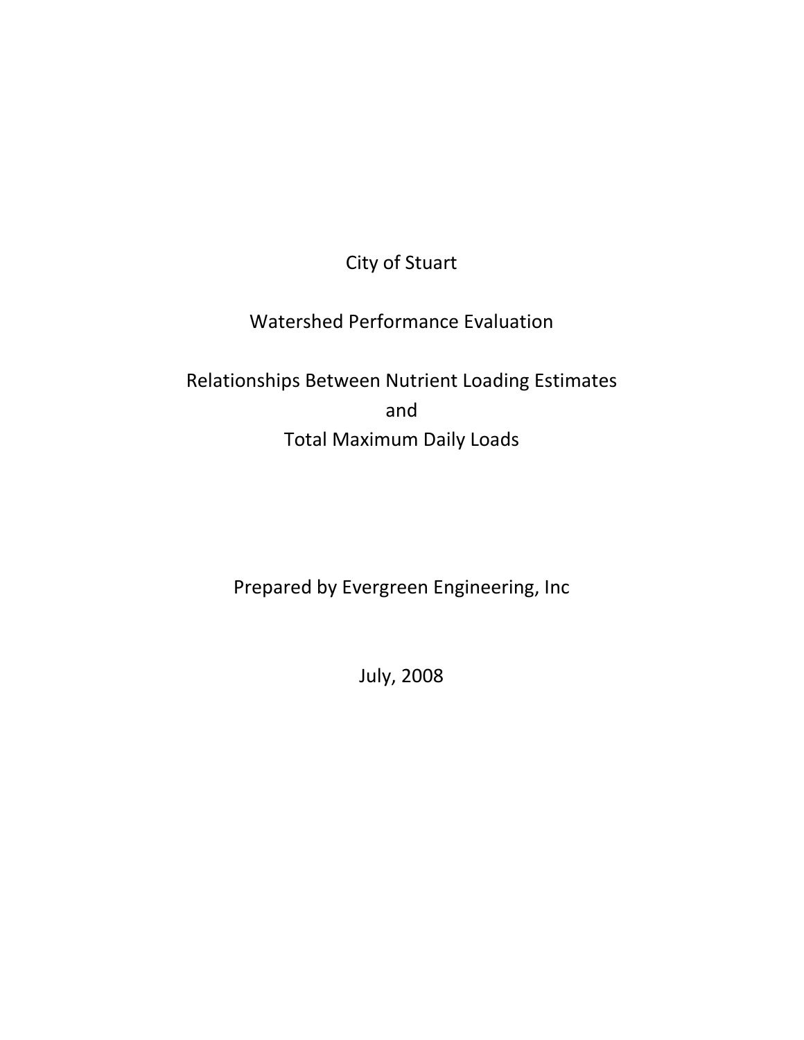# City of Stuart

## Watershed Performance Evaluation

## Relationships Between Nutrient Loading Estimates and Total Maximum Daily Loads

Prepared by Evergreen Engineering, Inc

July, 2008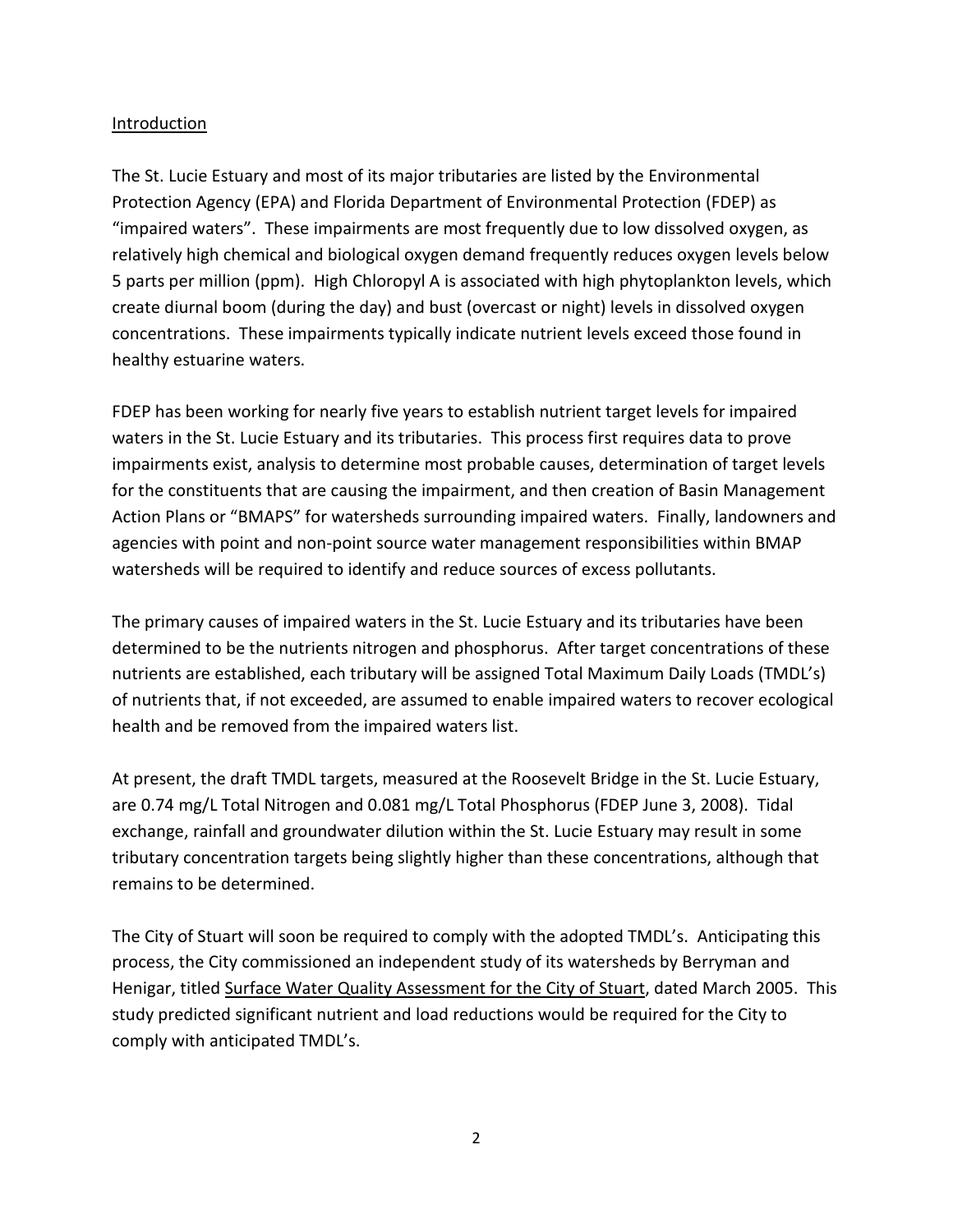## Introduction

The St. Lucie Estuary and most of its major tributaries are listed by the Environmental Protection Agency (EPA) and Florida Department of Environmental Protection (FDEP) as "impaired waters". These impairments are most frequently due to low dissolved oxygen, as relatively high chemical and biological oxygen demand frequently reduces oxygen levels below 5 parts per million (ppm). High Chloropyl A is associated with high phytoplankton levels, which create diurnal boom (during the day) and bust (overcast or night) levels in dissolved oxygen concentrations. These impairments typically indicate nutrient levels exceed those found in healthy estuarine waters.

FDEP has been working for nearly five years to establish nutrient target levels for impaired waters in the St. Lucie Estuary and its tributaries. This process first requires data to prove impairments exist, analysis to determine most probable causes, determination of target levels for the constituents that are causing the impairment, and then creation of Basin Management Action Plans or "BMAPS" for watersheds surrounding impaired waters. Finally, landowners and agencies with point and non-point source water management responsibilities within BMAP watersheds will be required to identify and reduce sources of excess pollutants.

The primary causes of impaired waters in the St. Lucie Estuary and its tributaries have been determined to be the nutrients nitrogen and phosphorus. After target concentrations of these nutrients are established, each tributary will be assigned Total Maximum Daily Loads (TMDL's) of nutrients that, if not exceeded, are assumed to enable impaired waters to recover ecological health and be removed from the impaired waters list.

At present, the draft TMDL targets, measured at the Roosevelt Bridge in the St. Lucie Estuary, are 0.74 mg/L Total Nitrogen and 0.081 mg/L Total Phosphorus (FDEP June 3, 2008). Tidal exchange, rainfall and groundwater dilution within the St. Lucie Estuary may result in some tributary concentration targets being slightly higher than these concentrations, although that remains to be determined.

The City of Stuart will soon be required to comply with the adopted TMDL's. Anticipating this process, the City commissioned an independent study of its watersheds by Berryman and Henigar, titled Surface Water Quality Assessment for the City of Stuart, dated March 2005. This study predicted significant nutrient and load reductions would be required for the City to comply with anticipated TMDL's.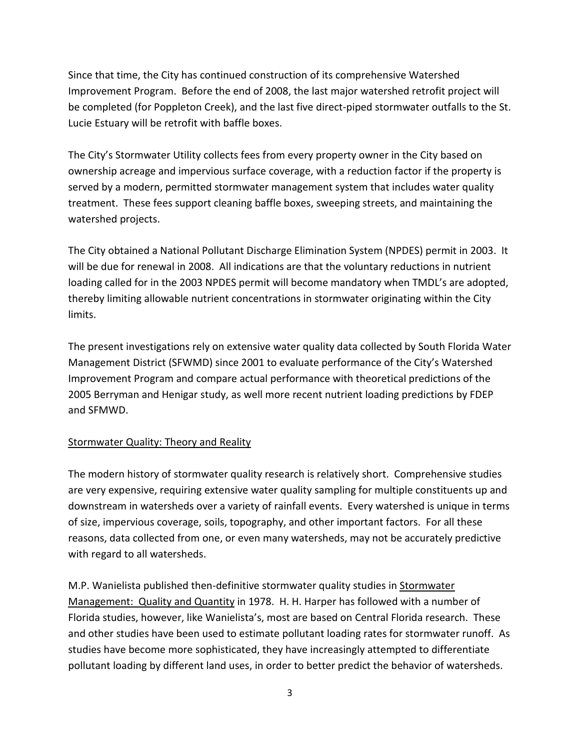Since that time, the City has continued construction of its comprehensive Watershed Improvement Program. Before the end of 2008, the last major watershed retrofit project will be completed (for Poppleton Creek), and the last five direct-piped stormwater outfalls to the St. Lucie Estuary will be retrofit with baffle boxes.

The City's Stormwater Utility collects fees from every property owner in the City based on ownership acreage and impervious surface coverage, with a reduction factor if the property is served by a modern, permitted stormwater management system that includes water quality treatment. These fees support cleaning baffle boxes, sweeping streets, and maintaining the watershed projects.

The City obtained a National Pollutant Discharge Elimination System (NPDES) permit in 2003. It will be due for renewal in 2008. All indications are that the voluntary reductions in nutrient loading called for in the 2003 NPDES permit will become mandatory when TMDL's are adopted, thereby limiting allowable nutrient concentrations in stormwater originating within the City limits.

The present investigations rely on extensive water quality data collected by South Florida Water Management District (SFWMD) since 2001 to evaluate performance of the City's Watershed Improvement Program and compare actual performance with theoretical predictions of the 2005 Berryman and Henigar study, as well more recent nutrient loading predictions by FDEP and SFMWD.

<u>Stormwater Quality: Theory and Reality</u>

The modern history of stormwater quality research is relatively short. Comprehensive studies are very expensive, requiring extensive water quality sampling for multiple constituents up and downstream in watersheds over a variety of rainfall events. Every watershed is unique in terms of size, impervious coverage, soils, topography, and other important factors. For all these reasons, data collected from one, or even many watersheds, may not be accurately predictive with regard to all watersheds.

M.P. Wanielista published then-definitive stormwater quality studies in <u>Stormwater Management: Quality and Quantity</u> in 1978. H. H. Harper has followed with a number of Florida studies, however, like Wanielista's, most are based on Central Florida research. These and other studies have been used to estimate pollutant loading rates for stormwater runoff. As studies have become more sophisticated, they have increasingly attempted to differentiate pollutant loading by different land uses, in order to better predict the behavior of watersheds.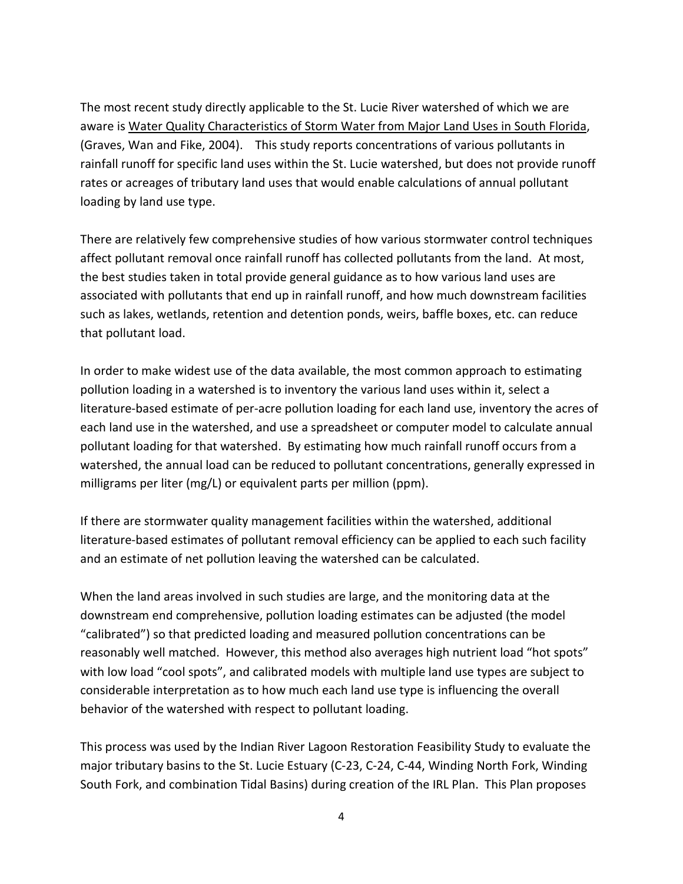The most recent study directly applicable to the St. Lucie River watershed of which we are aware is Water Quality Characteristics of Storm Water from Major Land Uses in South Florida, (Graves, Wan and Fike, 2004). This study reports concentrations of various pollutants in rainfall runoff for specific land uses within the St. Lucie watershed, but does not provide runoff rates or acreages of tributary land uses that would enable calculations of annual pollutant loading by land use type.

There are relatively few comprehensive studies of how various stormwater control techniques affect pollutant removal once rainfall runoff has collected pollutants from the land. At most, the best studies taken in total provide general guidance as to how various land uses are associated with pollutants that end up in rainfall runoff, and how much downstream facilities such as lakes, wetlands, retention and detention ponds, weirs, baffle boxes, etc. can reduce that pollutant load.

In order to make widest use of the data available, the most common approach to estimating pollution loading in a watershed is to inventory the various land uses within it, select a literature-based estimate of per-acre pollution loading for each land use, inventory the acres of each land use in the watershed, and use a spreadsheet or computer model to calculate annual pollutant loading for that watershed. By estimating how much rainfall runoff occurs from a watershed, the annual load can be reduced to pollutant concentrations, generally expressed in milligrams per liter (mg/L) or equivalent parts per million (ppm).

If there are stormwater quality management facilities within the watershed, additional literature-based estimates of pollutant removal efficiency can be applied to each such facility and an estimate of net pollution leaving the watershed can be calculated.

When the land areas involved in such studies are large, and the monitoring data at the downstream end comprehensive, pollution loading estimates can be adjusted (the model "calibrated") so that predicted loading and measured pollution concentrations can be reasonably well matched. However, this method also averages high nutrient load "hot spots" with low load "cool spots", and calibrated models with multiple land use types are subject to considerable interpretation as to how much each land use type is influencing the overall behavior of the watershed with respect to pollutant loading.

This process was used by the Indian River Lagoon Restoration Feasibility Study to evaluate the major tributary basins to the St. Lucie Estuary (C-23, C-24, C-44, Winding North Fork, Winding South Fork, and combination Tidal Basins) during creation of the IRL Plan. This Plan proposes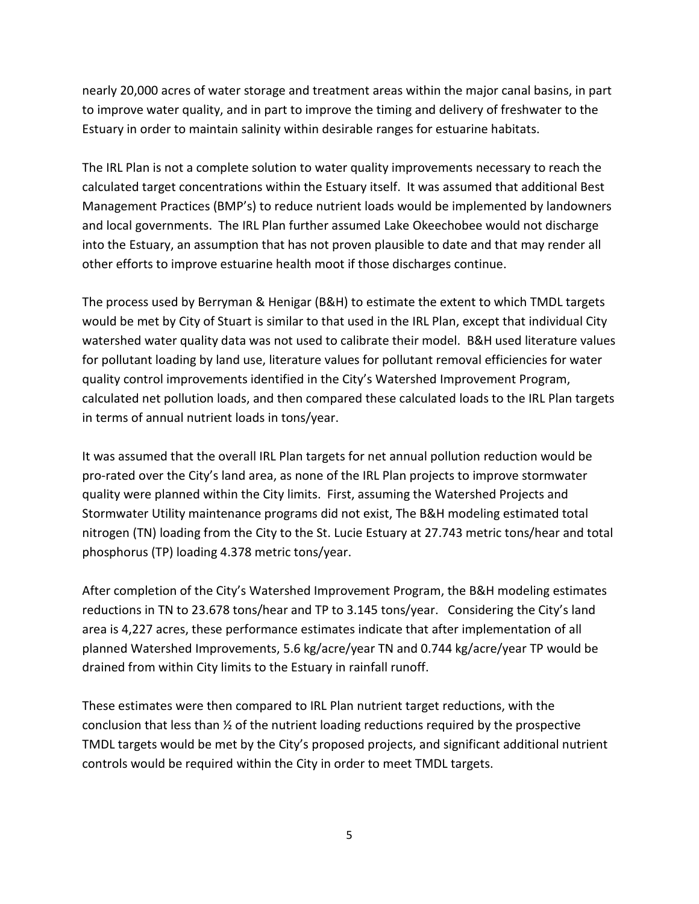nearly 20,000 acres of water storage and treatment areas within the major canal basins, in part to improve water quality, and in part to improve the timing and delivery of freshwater to the Estuary in order to maintain salinity within desirable ranges for estuarine habitats.

The IRL Plan is not a complete solution to water quality improvements necessary to reach the calculated target concentrations within the Estuary itself. It was assumed that additional Best Management Practices (BMP's) to reduce nutrient loads would be implemented by landowners and local governments. The IRL Plan further assumed Lake Okeechobee would not discharge into the Estuary, an assumption that has not proven plausible to date and that may render all other efforts to improve estuarine health moot if those discharges continue.

The process used by Berryman & Henigar (B&H) to estimate the extent to which TMDL targets would be met by City of Stuart is similar to that used in the IRL Plan, except that individual City watershed water quality data was not used to calibrate their model. B&H used literature values for pollutant loading by land use, literature values for pollutant removal efficiencies for water quality control improvements identified in the City's Watershed Improvement Program, calculated net pollution loads, and then compared these calculated loads to the IRL Plan targets in terms of annual nutrient loads in tons/year.

It was assumed that the overall IRL Plan targets for net annual pollution reduction would be pro-rated over the City's land area, as none of the IRL Plan projects to improve stormwater quality were planned within the City limits. First, assuming the Watershed Projects and Stormwater Utility maintenance programs did not exist, The B&H modeling estimated total nitrogen (TN) loading from the City to the St. Lucie Estuary at 27.743 metric tons/hear and total phosphorus (TP) loading 4.378 metric tons/year.

After completion of the City's Watershed Improvement Program, the B&H modeling estimates reductions in TN to 23.678 tons/hear and TP to 3.145 tons/year. Considering the City's land area is 4,227 acres, these performance estimates indicate that after implementation of all planned Watershed Improvements, 5.6 kg/acre/year TN and 0.744 kg/acre/year TP would be drained from within City limits to the Estuary in rainfall runoff.

These estimates were then compared to IRL Plan nutrient target reductions, with the conclusion that less than ½ of the nutrient loading reductions required by the prospective TMDL targets would be met by the City's proposed projects, and significant additional nutrient controls would be required within the City in order to meet TMDL targets.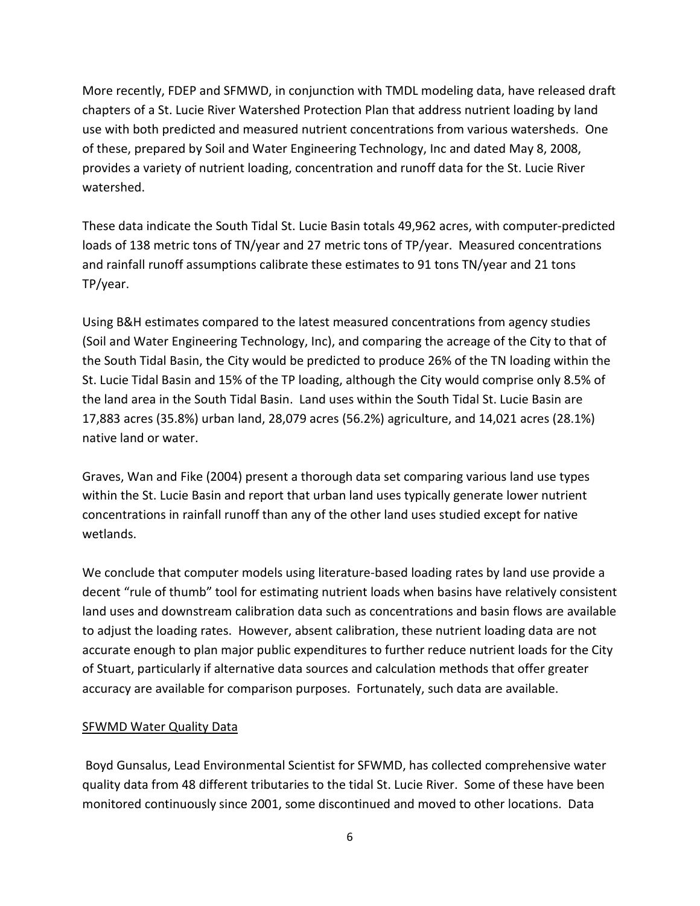More recently, FDEP and SFMWD, in conjunction with TMDL modeling data, have released draft chapters of a St. Lucie River Watershed Protection Plan that address nutrient loading by land use with both predicted and measured nutrient concentrations from various watersheds. One of these, prepared by Soil and Water Engineering Technology, Inc and dated May 8, 2008, provides a variety of nutrient loading, concentration and runoff data for the St. Lucie River watershed.

These data indicate the South Tidal St. Lucie Basin totals 49,962 acres, with computer-predicted loads of 138 metric tons of TN/year and 27 metric tons of TP/year. Measured concentrations and rainfall runoff assumptions calibrate these estimates to 91 tons TN/year and 21 tons TP/year.

Using B&H estimates compared to the latest measured concentrations from agency studies (Soil and Water Engineering Technology, Inc), and comparing the acreage of the City to that of the South Tidal Basin, the City would be predicted to produce 26% of the TN loading within the St. Lucie Tidal Basin and 15% of the TP loading, although the City would comprise only 8.5% of the land area in the South Tidal Basin. Land uses within the South Tidal St. Lucie Basin are 17,883 acres (35.8%) urban land, 28,079 acres (56.2%) agriculture, and 14,021 acres (28.1%) native land or water.

Graves, Wan and Fike (2004) present a thorough data set comparing various land use types within the St. Lucie Basin and report that urban land uses typically generate lower nutrient concentrations in rainfall runoff than any of the other land uses studied except for native wetlands.

We conclude that computer models using literature-based loading rates by land use provide a decent "rule of thumb" tool for estimating nutrient loads when basins have relatively consistent land uses and downstream calibration data such as concentrations and basin flows are available to adjust the loading rates. However, absent calibration, these nutrient loading data are not accurate enough to plan major public expenditures to further reduce nutrient loads for the City of Stuart, particularly if alternative data sources and calculation methods that offer greater accuracy are available for comparison purposes. Fortunately, such data are available.

<u>SFWMD Water Quality Data</u>

Boyd Gunsalus, Lead Environmental Scientist for SFWMD, has collected comprehensive water quality data from 48 different tributaries to the tidal St. Lucie River. Some of these have been monitored continuously since 2001, some discontinued and moved to other locations. Data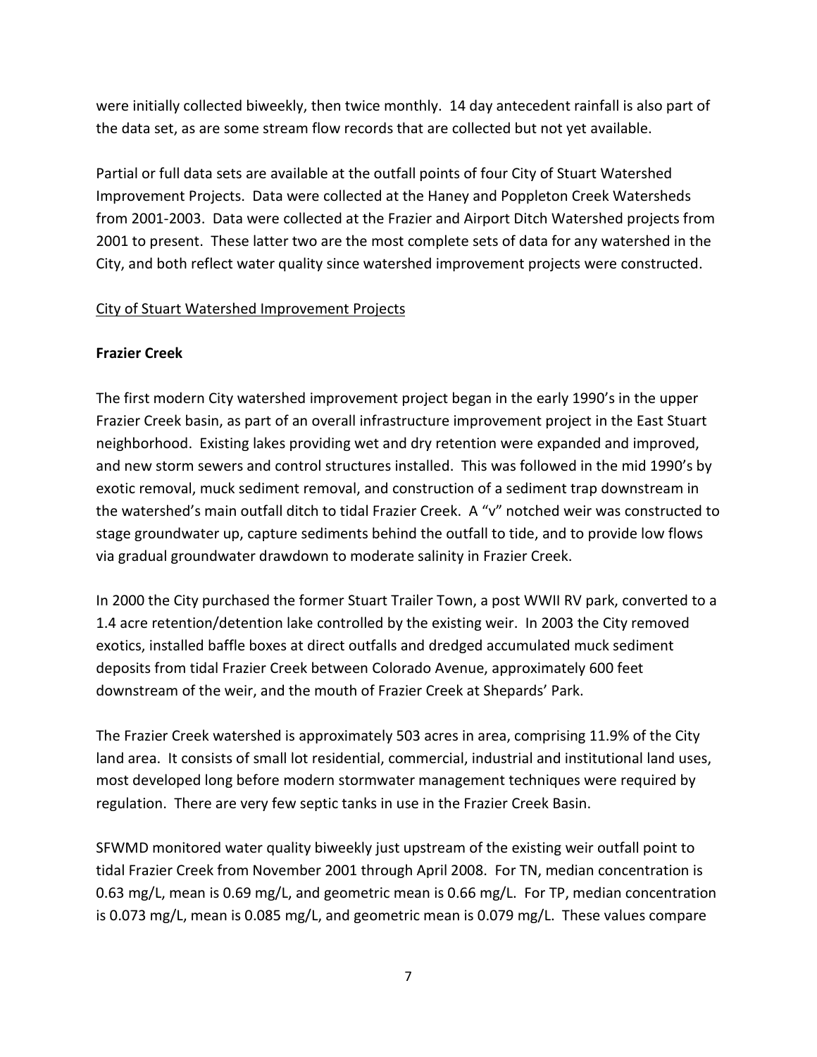were initially collected biweekly, then twice monthly. 14 day antecedent rainfall is also part of the data set, as are some stream flow records that are collected but not yet available.

Partial or full data sets are available at the outfall points of four City of Stuart Watershed Improvement Projects. Data were collected at the Haney and Poppleton Creek Watersheds from 2001-2003. Data were collected at the Frazier and Airport Ditch Watershed projects from 2001 to present. These latter two are the most complete sets of data for any watershed in the City, and both reflect water quality since watershed improvement projects were constructed.

<u>City of Stuart Watershed Improvement Projects</u>

**Frazier Creek**

The first modern City watershed improvement project began in the early 1990's in the upper Frazier Creek basin, as part of an overall infrastructure improvement project in the East Stuart neighborhood. Existing lakes providing wet and dry retention were expanded and improved, and new storm sewers and control structures installed. This was followed in the mid 1990's by exotic removal, muck sediment removal, and construction of a sediment trap downstream in the watershed's main outfall ditch to tidal Frazier Creek. A "v" notched weir was constructed to stage groundwater up, capture sediments behind the outfall to tide, and to provide low flows via gradual groundwater drawdown to moderate salinity in Frazier Creek.

In 2000 the City purchased the former Stuart Trailer Town, a post WWII RV park, converted to a 1.4 acre retention/detention lake controlled by the existing weir. In 2003 the City removed exotics, installed baffle boxes at direct outfalls and dredged accumulated muck sediment deposits from tidal Frazier Creek between Colorado Avenue, approximately 600 feet downstream of the weir, and the mouth of Frazier Creek at Shepards' Park.

The Frazier Creek watershed is approximately 503 acres in area, comprising 11.9% of the City land area. It consists of small lot residential, commercial, industrial and institutional land uses, most developed long before modern stormwater management techniques were required by regulation. There are very few septic tanks in use in the Frazier Creek Basin.

SFWMD monitored water quality biweekly just upstream of the existing weir outfall point to tidal Frazier Creek from November 2001 through April 2008. For TN, median concentration is 0.63 mg/L, mean is 0.69 mg/L, and geometric mean is 0.66 mg/L. For TP, median concentration is 0.073 mg/L, mean is 0.085 mg/L, and geometric mean is 0.079 mg/L. These values compare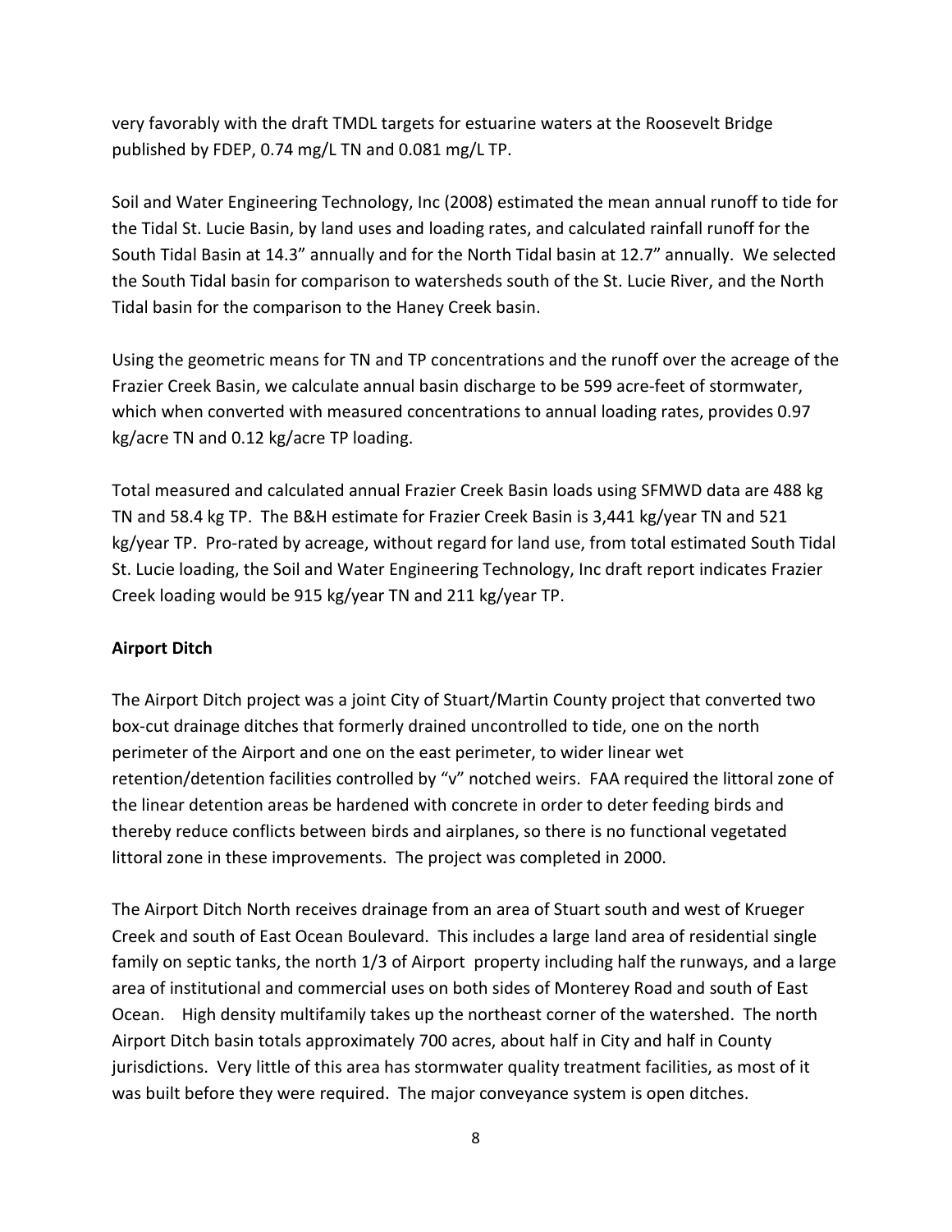very favorably with the draft TMDL targets for estuarine waters at the Roosevelt Bridge published by FDEP, 0.74 mg/L TN and 0.081 mg/L TP.

Soil and Water Engineering Technology, Inc (2008) estimated the mean annual runoff to tide for the Tidal St. Lucie Basin, by land uses and loading rates, and calculated rainfall runoff for the South Tidal Basin at 14.3" annually and for the North Tidal basin at 12.7" annually. We selected the South Tidal basin for comparison to watersheds south of the St. Lucie River, and the North Tidal basin for the comparison to the Haney Creek basin.

Using the geometric means for TN and TP concentrations and the runoff over the acreage of the Frazier Creek Basin, we calculate annual basin discharge to be 599 acre-feet of stormwater, which when converted with measured concentrations to annual loading rates, provides 0.97 kg/acre TN and 0.12 kg/acre TP loading.

Total measured and calculated annual Frazier Creek Basin loads using SFMWD data are 488 kg TN and 58.4 kg TP. The B&H estimate for Frazier Creek Basin is 3,441 kg/year TN and 521 kg/year TP. Pro-rated by acreage, without regard for land use, from total estimated South Tidal St. Lucie loading, the Soil and Water Engineering Technology, Inc draft report indicates Frazier Creek loading would be 915 kg/year TN and 211 kg/year TP.

**Airport Ditch**

The Airport Ditch project was a joint City of Stuart/Martin County project that converted two box-cut drainage ditches that formerly drained uncontrolled to tide, one on the north perimeter of the Airport and one on the east perimeter, to wider linear wet retention/detention facilities controlled by "v" notched weirs. FAA required the littoral zone of the linear detention areas be hardened with concrete in order to deter feeding birds and thereby reduce conflicts between birds and airplanes, so there is no functional vegetated littoral zone in these improvements. The project was completed in 2000.

The Airport Ditch North receives drainage from an area of Stuart south and west of Krueger Creek and south of East Ocean Boulevard. This includes a large land area of residential single family on septic tanks, the north 1/3 of Airport property including half the runways, and a large area of institutional and commercial uses on both sides of Monterey Road and south of East Ocean. High density multifamily takes up the northeast corner of the watershed. The north Airport Ditch basin totals approximately 700 acres, about half in City and half in County jurisdictions. Very little of this area has stormwater quality treatment facilities, as most of it was built before they were required. The major conveyance system is open ditches.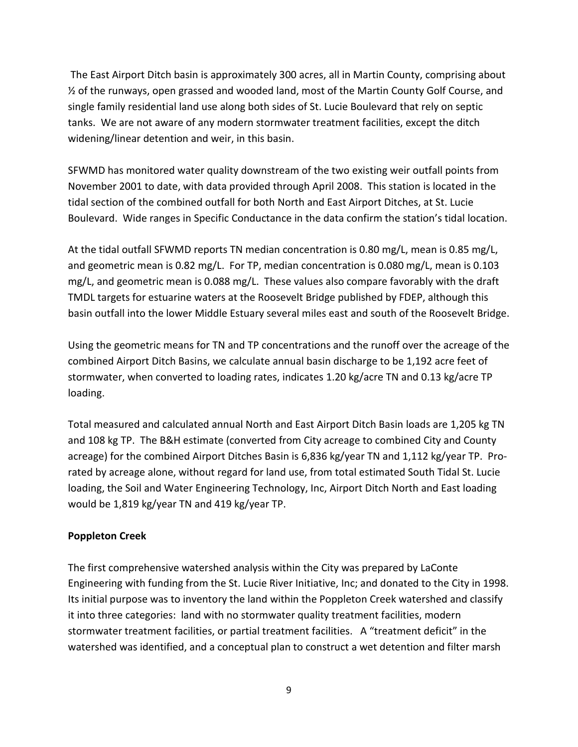The East Airport Ditch basin is approximately 300 acres, all in Martin County, comprising about ½ of the runways, open grassed and wooded land, most of the Martin County Golf Course, and single family residential land use along both sides of St. Lucie Boulevard that rely on septic tanks. We are not aware of any modern stormwater treatment facilities, except the ditch widening/linear detention and weir, in this basin.

SFWMD has monitored water quality downstream of the two existing weir outfall points from November 2001 to date, with data provided through April 2008. This station is located in the tidal section of the combined outfall for both North and East Airport Ditches, at St. Lucie Boulevard. Wide ranges in Specific Conductance in the data confirm the station's tidal location.

At the tidal outfall SFWMD reports TN median concentration is 0.80 mg/L, mean is 0.85 mg/L, and geometric mean is 0.82 mg/L. For TP, median concentration is 0.080 mg/L, mean is 0.103 mg/L, and geometric mean is 0.088 mg/L. These values also compare favorably with the draft TMDL targets for estuarine waters at the Roosevelt Bridge published by FDEP, although this basin outfall into the lower Middle Estuary several miles east and south of the Roosevelt Bridge.

Using the geometric means for TN and TP concentrations and the runoff over the acreage of the combined Airport Ditch Basins, we calculate annual basin discharge to be 1,192 acre feet of stormwater, when converted to loading rates, indicates 1.20 kg/acre TN and 0.13 kg/acre TP loading.

Total measured and calculated annual North and East Airport Ditch Basin loads are 1,205 kg TN and 108 kg TP. The B&H estimate (converted from City acreage to combined City and County acreage) for the combined Airport Ditches Basin is 6,836 kg/year TN and 1,112 kg/year TP. Pro-rated by acreage alone, without regard for land use, from total estimated South Tidal St. Lucie loading, the Soil and Water Engineering Technology, Inc, Airport Ditch North and East loading would be 1,819 kg/year TN and 419 kg/year TP.

**Poppleton Creek**

The first comprehensive watershed analysis within the City was prepared by LaConte Engineering with funding from the St. Lucie River Initiative, Inc; and donated to the City in 1998. Its initial purpose was to inventory the land within the Poppleton Creek watershed and classify it into three categories: land with no stormwater quality treatment facilities, modern stormwater treatment facilities, or partial treatment facilities. A "treatment deficit" in the watershed was identified, and a conceptual plan to construct a wet detention and filter marsh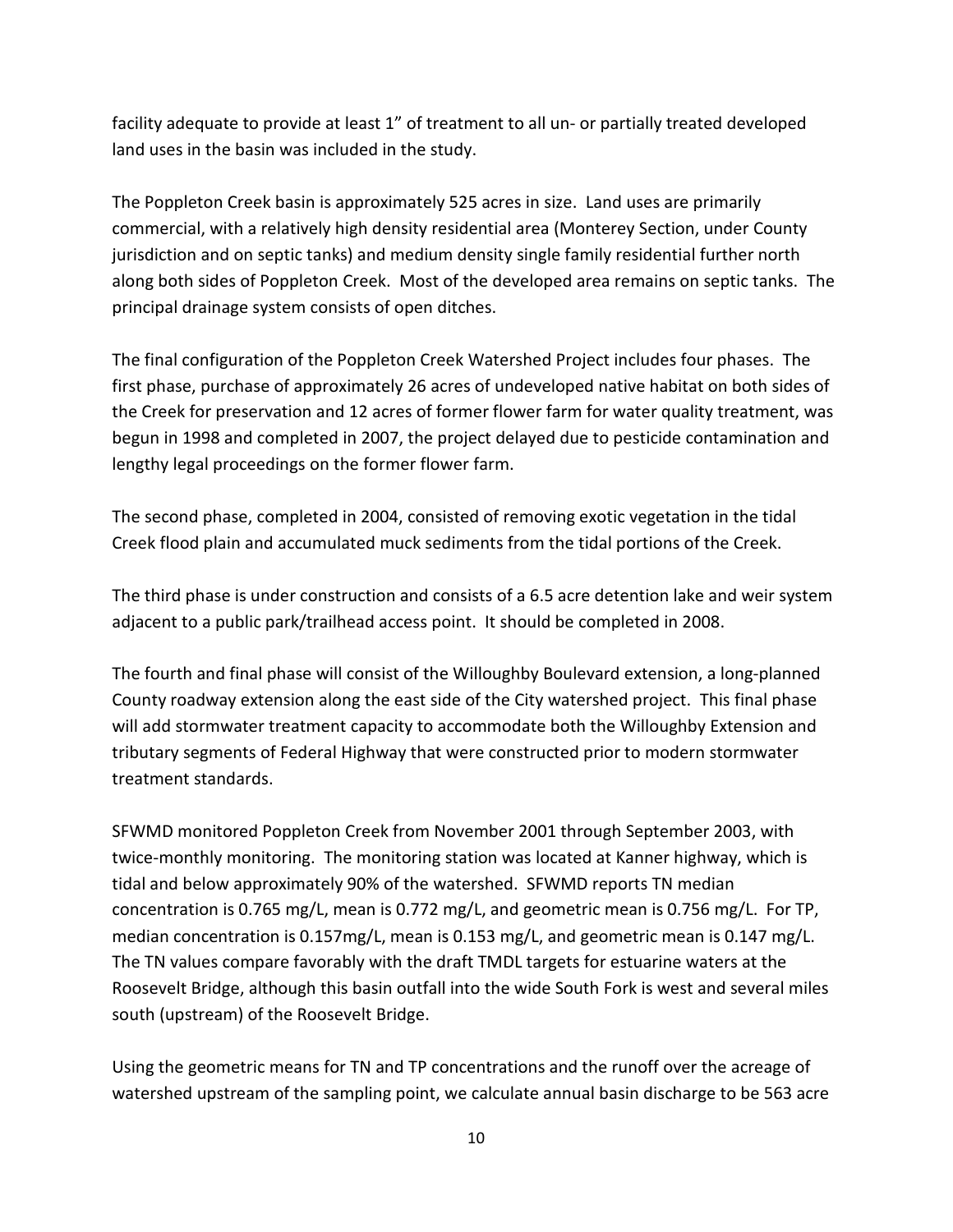facility adequate to provide at least 1" of treatment to all un- or partially treated developed land uses in the basin was included in the study.

The Poppleton Creek basin is approximately 525 acres in size. Land uses are primarily commercial, with a relatively high density residential area (Monterey Section, under County jurisdiction and on septic tanks) and medium density single family residential further north along both sides of Poppleton Creek. Most of the developed area remains on septic tanks. The principal drainage system consists of open ditches.

The final configuration of the Poppleton Creek Watershed Project includes four phases. The first phase, purchase of approximately 26 acres of undeveloped native habitat on both sides of the Creek for preservation and 12 acres of former flower farm for water quality treatment, was begun in 1998 and completed in 2007, the project delayed due to pesticide contamination and lengthy legal proceedings on the former flower farm.

The second phase, completed in 2004, consisted of removing exotic vegetation in the tidal Creek flood plain and accumulated muck sediments from the tidal portions of the Creek.

The third phase is under construction and consists of a 6.5 acre detention lake and weir system adjacent to a public park/trailhead access point. It should be completed in 2008.

The fourth and final phase will consist of the Willoughby Boulevard extension, a long-planned County roadway extension along the east side of the City watershed project. This final phase will add stormwater treatment capacity to accommodate both the Willoughby Extension and tributary segments of Federal Highway that were constructed prior to modern stormwater treatment standards.

SFWMD monitored Poppleton Creek from November 2001 through September 2003, with twice-monthly monitoring. The monitoring station was located at Kanner highway, which is tidal and below approximately 90% of the watershed. SFWMD reports TN median concentration is 0.765 mg/L, mean is 0.772 mg/L, and geometric mean is 0.756 mg/L. For TP, median concentration is 0.157mg/L, mean is 0.153 mg/L, and geometric mean is 0.147 mg/L. The TN values compare favorably with the draft TMDL targets for estuarine waters at the Roosevelt Bridge, although this basin outfall into the wide South Fork is west and several miles south (upstream) of the Roosevelt Bridge.

Using the geometric means for TN and TP concentrations and the runoff over the acreage of watershed upstream of the sampling point, we calculate annual basin discharge to be 563 acre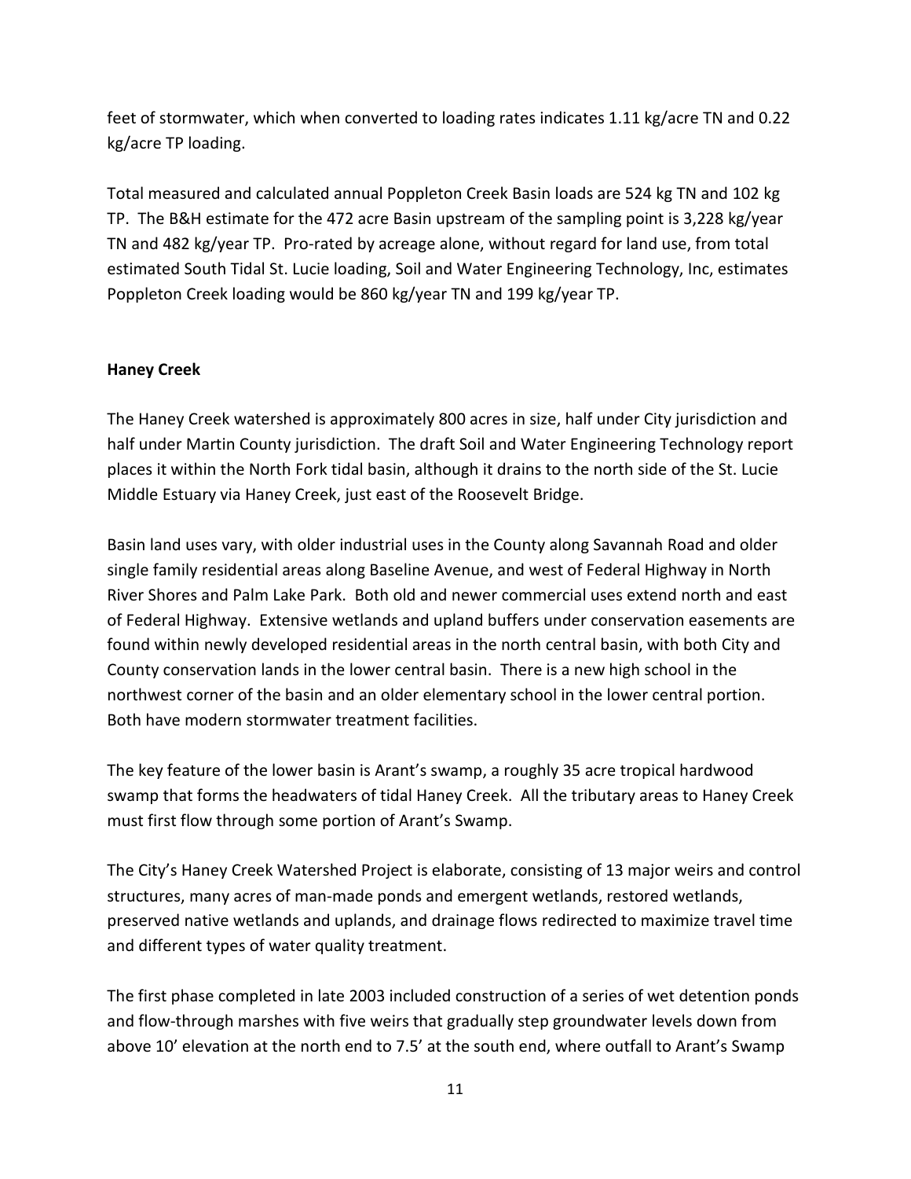feet of stormwater, which when converted to loading rates indicates 1.11 kg/acre TN and 0.22 kg/acre TP loading.

Total measured and calculated annual Poppleton Creek Basin loads are 524 kg TN and 102 kg TP. The B&H estimate for the 472 acre Basin upstream of the sampling point is 3,228 kg/year TN and 482 kg/year TP. Pro-rated by acreage alone, without regard for land use, from total estimated South Tidal St. Lucie loading, Soil and Water Engineering Technology, Inc, estimates Poppleton Creek loading would be 860 kg/year TN and 199 kg/year TP.

**Haney Creek**

The Haney Creek watershed is approximately 800 acres in size, half under City jurisdiction and half under Martin County jurisdiction. The draft Soil and Water Engineering Technology report places it within the North Fork tidal basin, although it drains to the north side of the St. Lucie Middle Estuary via Haney Creek, just east of the Roosevelt Bridge.

Basin land uses vary, with older industrial uses in the County along Savannah Road and older single family residential areas along Baseline Avenue, and west of Federal Highway in North River Shores and Palm Lake Park. Both old and newer commercial uses extend north and east of Federal Highway. Extensive wetlands and upland buffers under conservation easements are found within newly developed residential areas in the north central basin, with both City and County conservation lands in the lower central basin. There is a new high school in the northwest corner of the basin and an older elementary school in the lower central portion. Both have modern stormwater treatment facilities.

The key feature of the lower basin is Arant's swamp, a roughly 35 acre tropical hardwood swamp that forms the headwaters of tidal Haney Creek. All the tributary areas to Haney Creek must first flow through some portion of Arant's Swamp.

The City's Haney Creek Watershed Project is elaborate, consisting of 13 major weirs and control structures, many acres of man-made ponds and emergent wetlands, restored wetlands, preserved native wetlands and uplands, and drainage flows redirected to maximize travel time and different types of water quality treatment.

The first phase completed in late 2003 included construction of a series of wet detention ponds and flow-through marshes with five weirs that gradually step groundwater levels down from above 10' elevation at the north end to 7.5' at the south end, where outfall to Arant's Swamp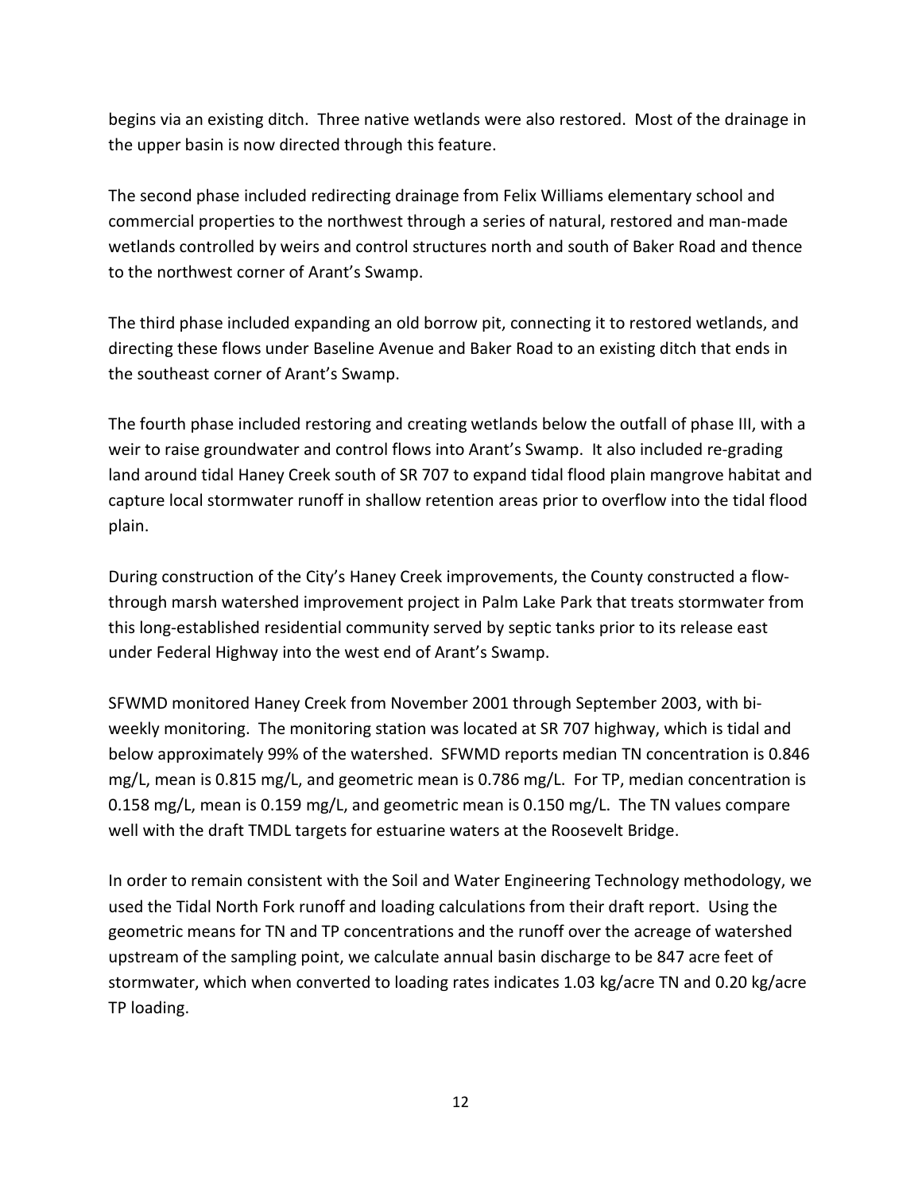begins via an existing ditch. Three native wetlands were also restored. Most of the drainage in the upper basin is now directed through this feature.

The second phase included redirecting drainage from Felix Williams elementary school and commercial properties to the northwest through a series of natural, restored and man-made wetlands controlled by weirs and control structures north and south of Baker Road and thence to the northwest corner of Arant's Swamp.

The third phase included expanding an old borrow pit, connecting it to restored wetlands, and directing these flows under Baseline Avenue and Baker Road to an existing ditch that ends in the southeast corner of Arant's Swamp.

The fourth phase included restoring and creating wetlands below the outfall of phase III, with a weir to raise groundwater and control flows into Arant's Swamp. It also included re-grading land around tidal Haney Creek south of SR 707 to expand tidal flood plain mangrove habitat and capture local stormwater runoff in shallow retention areas prior to overflow into the tidal flood plain.

During construction of the City's Haney Creek improvements, the County constructed a flow-through marsh watershed improvement project in Palm Lake Park that treats stormwater from this long-established residential community served by septic tanks prior to its release east under Federal Highway into the west end of Arant's Swamp.

SFWMD monitored Haney Creek from November 2001 through September 2003, with bi-weekly monitoring. The monitoring station was located at SR 707 highway, which is tidal and below approximately 99% of the watershed. SFWMD reports median TN concentration is 0.846 mg/L, mean is 0.815 mg/L, and geometric mean is 0.786 mg/L. For TP, median concentration is 0.158 mg/L, mean is 0.159 mg/L, and geometric mean is 0.150 mg/L. The TN values compare well with the draft TMDL targets for estuarine waters at the Roosevelt Bridge.

In order to remain consistent with the Soil and Water Engineering Technology methodology, we used the Tidal North Fork runoff and loading calculations from their draft report. Using the geometric means for TN and TP concentrations and the runoff over the acreage of watershed upstream of the sampling point, we calculate annual basin discharge to be 847 acre feet of stormwater, which when converted to loading rates indicates 1.03 kg/acre TN and 0.20 kg/acre TP loading.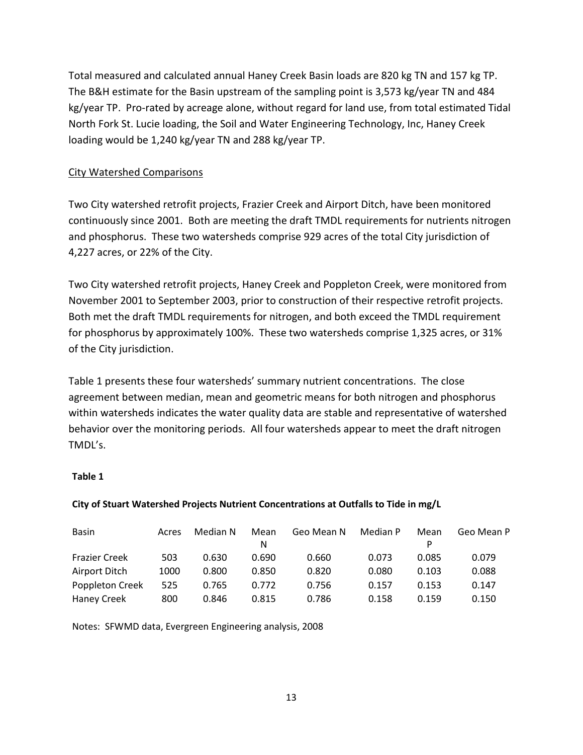Total measured and calculated annual Haney Creek Basin loads are 820 kg TN and 157 kg TP. The B&H estimate for the Basin upstream of the sampling point is 3,573 kg/year TN and 484 kg/year TP. Pro-rated by acreage alone, without regard for land use, from total estimated Tidal North Fork St. Lucie loading, the Soil and Water Engineering Technology, Inc, Haney Creek loading would be 1,240 kg/year TN and 288 kg/year TP.

<u>City Watershed Comparisons</u>

Two City watershed retrofit projects, Frazier Creek and Airport Ditch, have been monitored continuously since 2001. Both are meeting the draft TMDL requirements for nutrients nitrogen and phosphorus. These two watersheds comprise 929 acres of the total City jurisdiction of 4,227 acres, or 22% of the City.

Two City watershed retrofit projects, Haney Creek and Poppleton Creek, were monitored from November 2001 to September 2003, prior to construction of their respective retrofit projects. Both met the draft TMDL requirements for nitrogen, and both exceed the TMDL requirement for phosphorus by approximately 100%. These two watersheds comprise 1,325 acres, or 31% of the City jurisdiction.

Table 1 presents these four watersheds' summary nutrient concentrations. The close agreement between median, mean and geometric means for both nitrogen and phosphorus within watersheds indicates the water quality data are stable and representative of watershed behavior over the monitoring periods. All four watersheds appear to meet the draft nitrogen TMDL's.

**Table 1**

**City of Stuart Watershed Projects Nutrient Concentrations at Outfalls to Tide in mg/L**

| Basin | Acres | Median N | Mean N | Geo Mean N | Median P | Mean P | Geo Mean P |
|---|---|---|---|---|---|---|---|
| Frazier Creek | 503 | 0.630 | 0.690 | 0.660 | 0.073 | 0.085 | 0.079 |
| Airport Ditch | 1000 | 0.800 | 0.850 | 0.820 | 0.080 | 0.103 | 0.088 |
| Poppleton Creek | 525 | 0.765 | 0.772 | 0.756 | 0.157 | 0.153 | 0.147 |
| Haney Creek | 800 | 0.846 | 0.815 | 0.786 | 0.158 | 0.159 | 0.150 |

Notes: SFWMD data, Evergreen Engineering analysis, 2008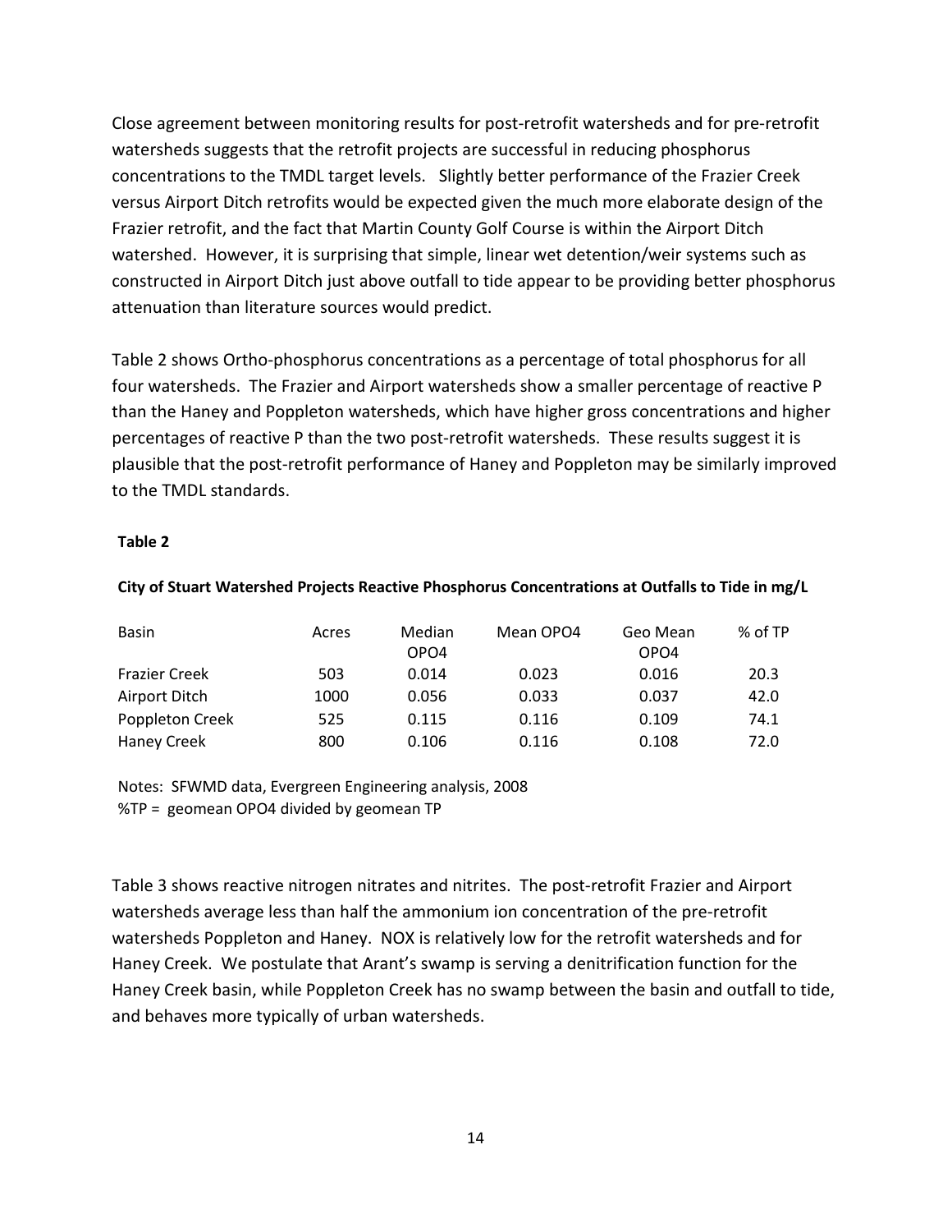Close agreement between monitoring results for post-retrofit watersheds and for pre-retrofit watersheds suggests that the retrofit projects are successful in reducing phosphorus concentrations to the TMDL target levels. Slightly better performance of the Frazier Creek versus Airport Ditch retrofits would be expected given the much more elaborate design of the Frazier retrofit, and the fact that Martin County Golf Course is within the Airport Ditch watershed. However, it is surprising that simple, linear wet detention/weir systems such as constructed in Airport Ditch just above outfall to tide appear to be providing better phosphorus attenuation than literature sources would predict.

Table 2 shows Ortho-phosphorus concentrations as a percentage of total phosphorus for all four watersheds. The Frazier and Airport watersheds show a smaller percentage of reactive P than the Haney and Poppleton watersheds, which have higher gross concentrations and higher percentages of reactive P than the two post-retrofit watersheds. These results suggest it is plausible that the post-retrofit performance of Haney and Poppleton may be similarly improved to the TMDL standards.

**Table 2**

**City of Stuart Watershed Projects Reactive Phosphorus Concentrations at Outfalls to Tide in mg/L**

| Basin | Acres | Median OPO4 | Mean OPO4 | Geo Mean OPO4 | % of TP |
|---|---|---|---|---|---|
| Frazier Creek | 503 | 0.014 | 0.023 | 0.016 | 20.3 |
| Airport Ditch | 1000 | 0.056 | 0.033 | 0.037 | 42.0 |
| Poppleton Creek | 525 | 0.115 | 0.116 | 0.109 | 74.1 |
| Haney Creek | 800 | 0.106 | 0.116 | 0.108 | 72.0 |

Notes: SFWMD data, Evergreen Engineering analysis, 2008
%TP = geomean OPO4 divided by geomean TP

Table 3 shows reactive nitrogen nitrates and nitrites. The post-retrofit Frazier and Airport watersheds average less than half the ammonium ion concentration of the pre-retrofit watersheds Poppleton and Haney. NOX is relatively low for the retrofit watersheds and for Haney Creek. We postulate that Arant's swamp is serving a denitrification function for the Haney Creek basin, while Poppleton Creek has no swamp between the basin and outfall to tide, and behaves more typically of urban watersheds.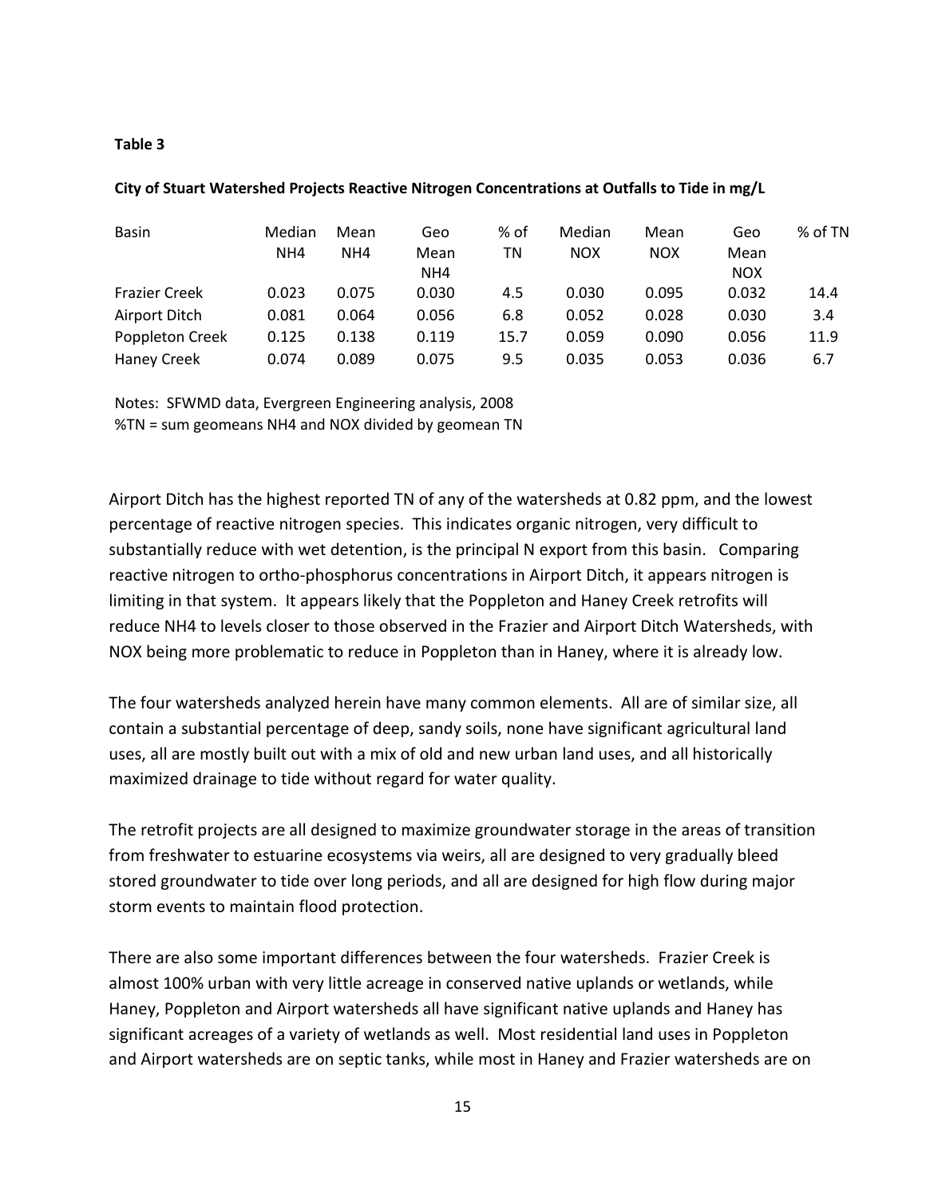**Table 3**

**City of Stuart Watershed Projects Reactive Nitrogen Concentrations at Outfalls to Tide in mg/L**

| Basin | Median NH4 | Mean NH4 | Geo Mean NH4 | % of TN | Median NOX | Mean NOX | Geo Mean NOX | % of TN |
|---|---|---|---|---|---|---|---|---|
| Frazier Creek | 0.023 | 0.075 | 0.030 | 4.5 | 0.030 | 0.095 | 0.032 | 14.4 |
| Airport Ditch | 0.081 | 0.064 | 0.056 | 6.8 | 0.052 | 0.028 | 0.030 | 3.4 |
| Poppleton Creek | 0.125 | 0.138 | 0.119 | 15.7 | 0.059 | 0.090 | 0.056 | 11.9 |
| Haney Creek | 0.074 | 0.089 | 0.075 | 9.5 | 0.035 | 0.053 | 0.036 | 6.7 |

Notes: SFWMD data, Evergreen Engineering analysis, 2008
%TN = sum geomeans NH4 and NOX divided by geomean TN

Airport Ditch has the highest reported TN of any of the watersheds at 0.82 ppm, and the lowest percentage of reactive nitrogen species. This indicates organic nitrogen, very difficult to substantially reduce with wet detention, is the principal N export from this basin. Comparing reactive nitrogen to ortho-phosphorus concentrations in Airport Ditch, it appears nitrogen is limiting in that system. It appears likely that the Poppleton and Haney Creek retrofits will reduce NH4 to levels closer to those observed in the Frazier and Airport Ditch Watersheds, with NOX being more problematic to reduce in Poppleton than in Haney, where it is already low.

The four watersheds analyzed herein have many common elements. All are of similar size, all contain a substantial percentage of deep, sandy soils, none have significant agricultural land uses, all are mostly built out with a mix of old and new urban land uses, and all historically maximized drainage to tide without regard for water quality.

The retrofit projects are all designed to maximize groundwater storage in the areas of transition from freshwater to estuarine ecosystems via weirs, all are designed to very gradually bleed stored groundwater to tide over long periods, and all are designed for high flow during major storm events to maintain flood protection.

There are also some important differences between the four watersheds. Frazier Creek is almost 100% urban with very little acreage in conserved native uplands or wetlands, while Haney, Poppleton and Airport watersheds all have significant native uplands and Haney has significant acreages of a variety of wetlands as well. Most residential land uses in Poppleton and Airport watersheds are on septic tanks, while most in Haney and Frazier watersheds are on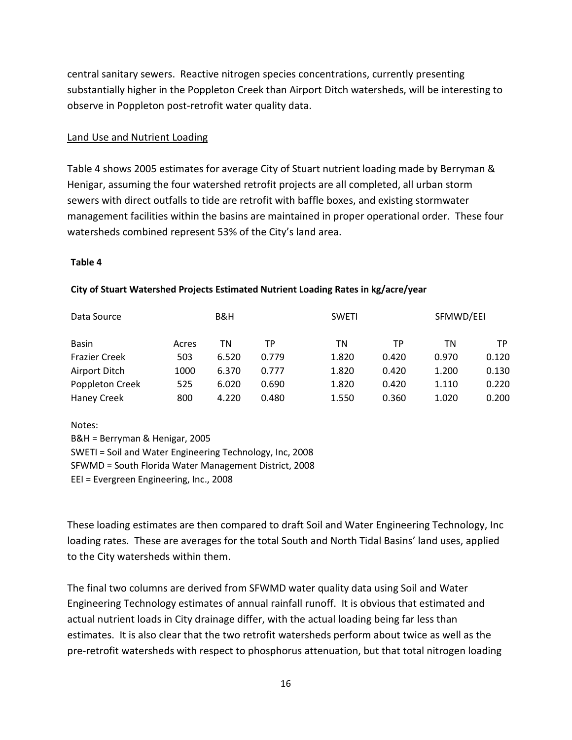central sanitary sewers. Reactive nitrogen species concentrations, currently presenting substantially higher in the Poppleton Creek than Airport Ditch watersheds, will be interesting to observe in Poppleton post-retrofit water quality data.

Land Use and Nutrient Loading

Table 4 shows 2005 estimates for average City of Stuart nutrient loading made by Berryman & Henigar, assuming the four watershed retrofit projects are all completed, all urban storm sewers with direct outfalls to tide are retrofit with baffle boxes, and existing stormwater management facilities within the basins are maintained in proper operational order. These four watersheds combined represent 53% of the City's land area.

**Table 4**

**City of Stuart Watershed Projects Estimated Nutrient Loading Rates in kg/acre/year**

| Data Source | | B&H | | SWETI | | SFMWD/EEI | |
|---|---|---|---|---|---|---|---|
| Basin | Acres | TN | TP | TN | TP | TN | TP |
| Frazier Creek | 503 | 6.520 | 0.779 | 1.820 | 0.420 | 0.970 | 0.120 |
| Airport Ditch | 1000 | 6.370 | 0.777 | 1.820 | 0.420 | 1.200 | 0.130 |
| Poppleton Creek | 525 | 6.020 | 0.690 | 1.820 | 0.420 | 1.110 | 0.220 |
| Haney Creek | 800 | 4.220 | 0.480 | 1.550 | 0.360 | 1.020 | 0.200 |

Notes:
B&H = Berryman & Henigar, 2005
SWETI = Soil and Water Engineering Technology, Inc, 2008
SFWMD = South Florida Water Management District, 2008
EEI = Evergreen Engineering, Inc., 2008

These loading estimates are then compared to draft Soil and Water Engineering Technology, Inc loading rates. These are averages for the total South and North Tidal Basins' land uses, applied to the City watersheds within them.

The final two columns are derived from SFWMD water quality data using Soil and Water Engineering Technology estimates of annual rainfall runoff. It is obvious that estimated and actual nutrient loads in City drainage differ, with the actual loading being far less than estimates. It is also clear that the two retrofit watersheds perform about twice as well as the pre-retrofit watersheds with respect to phosphorus attenuation, but that total nitrogen loading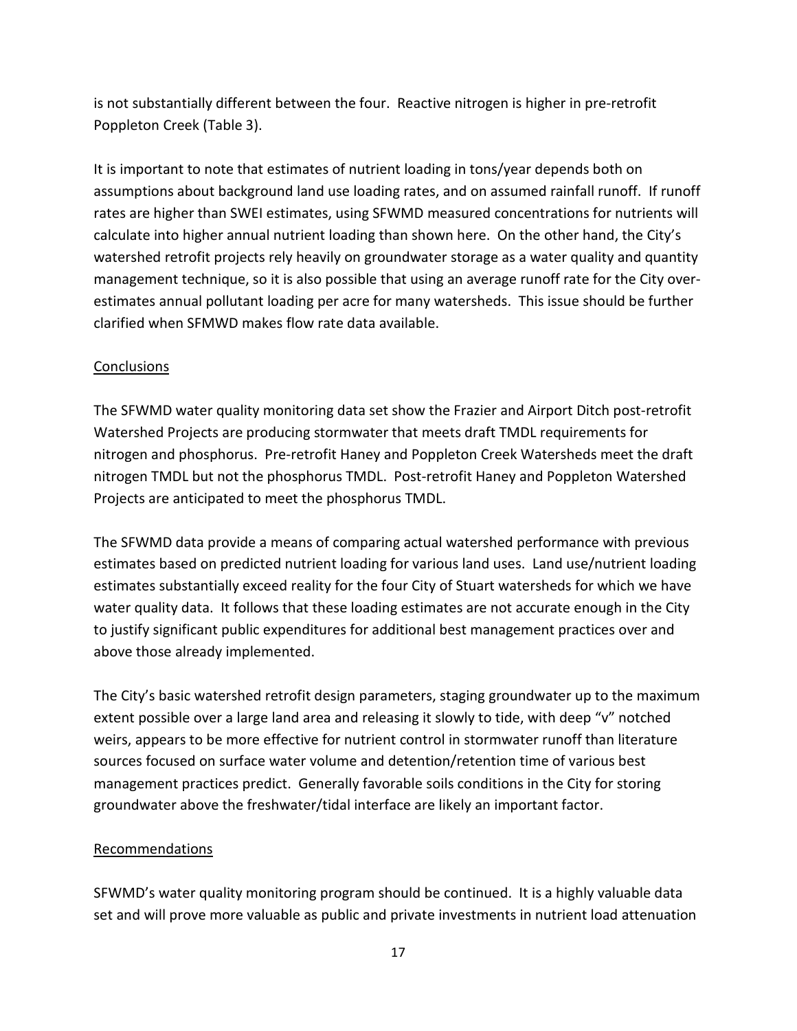is not substantially different between the four. Reactive nitrogen is higher in pre-retrofit Poppleton Creek (Table 3).

It is important to note that estimates of nutrient loading in tons/year depends both on assumptions about background land use loading rates, and on assumed rainfall runoff. If runoff rates are higher than SWEI estimates, using SFWMD measured concentrations for nutrients will calculate into higher annual nutrient loading than shown here. On the other hand, the City's watershed retrofit projects rely heavily on groundwater storage as a water quality and quantity management technique, so it is also possible that using an average runoff rate for the City over-estimates annual pollutant loading per acre for many watersheds. This issue should be further clarified when SFMWD makes flow rate data available.

## Conclusions

The SFWMD water quality monitoring data set show the Frazier and Airport Ditch post-retrofit Watershed Projects are producing stormwater that meets draft TMDL requirements for nitrogen and phosphorus. Pre-retrofit Haney and Poppleton Creek Watersheds meet the draft nitrogen TMDL but not the phosphorus TMDL. Post-retrofit Haney and Poppleton Watershed Projects are anticipated to meet the phosphorus TMDL.

The SFWMD data provide a means of comparing actual watershed performance with previous estimates based on predicted nutrient loading for various land uses. Land use/nutrient loading estimates substantially exceed reality for the four City of Stuart watersheds for which we have water quality data. It follows that these loading estimates are not accurate enough in the City to justify significant public expenditures for additional best management practices over and above those already implemented.

The City's basic watershed retrofit design parameters, staging groundwater up to the maximum extent possible over a large land area and releasing it slowly to tide, with deep "v" notched weirs, appears to be more effective for nutrient control in stormwater runoff than literature sources focused on surface water volume and detention/retention time of various best management practices predict. Generally favorable soils conditions in the City for storing groundwater above the freshwater/tidal interface are likely an important factor.

## Recommendations

SFWMD's water quality monitoring program should be continued. It is a highly valuable data set and will prove more valuable as public and private investments in nutrient load attenuation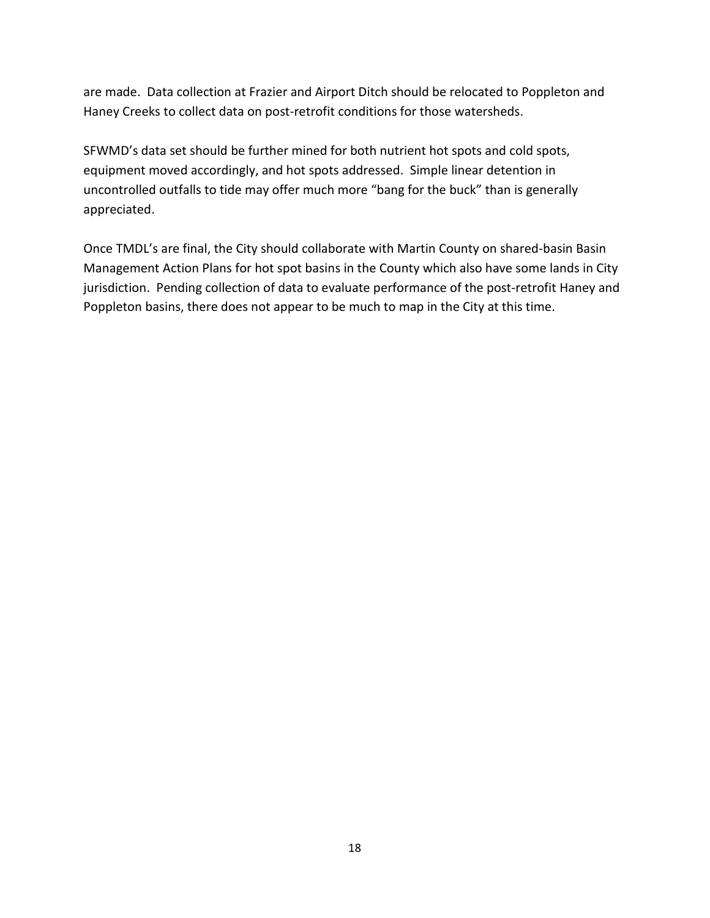are made. Data collection at Frazier and Airport Ditch should be relocated to Poppleton and Haney Creeks to collect data on post-retrofit conditions for those watersheds.

SFWMD's data set should be further mined for both nutrient hot spots and cold spots, equipment moved accordingly, and hot spots addressed. Simple linear detention in uncontrolled outfalls to tide may offer much more "bang for the buck" than is generally appreciated.

Once TMDL's are final, the City should collaborate with Martin County on shared-basin Basin Management Action Plans for hot spot basins in the County which also have some lands in City jurisdiction. Pending collection of data to evaluate performance of the post-retrofit Haney and Poppleton basins, there does not appear to be much to map in the City at this time.